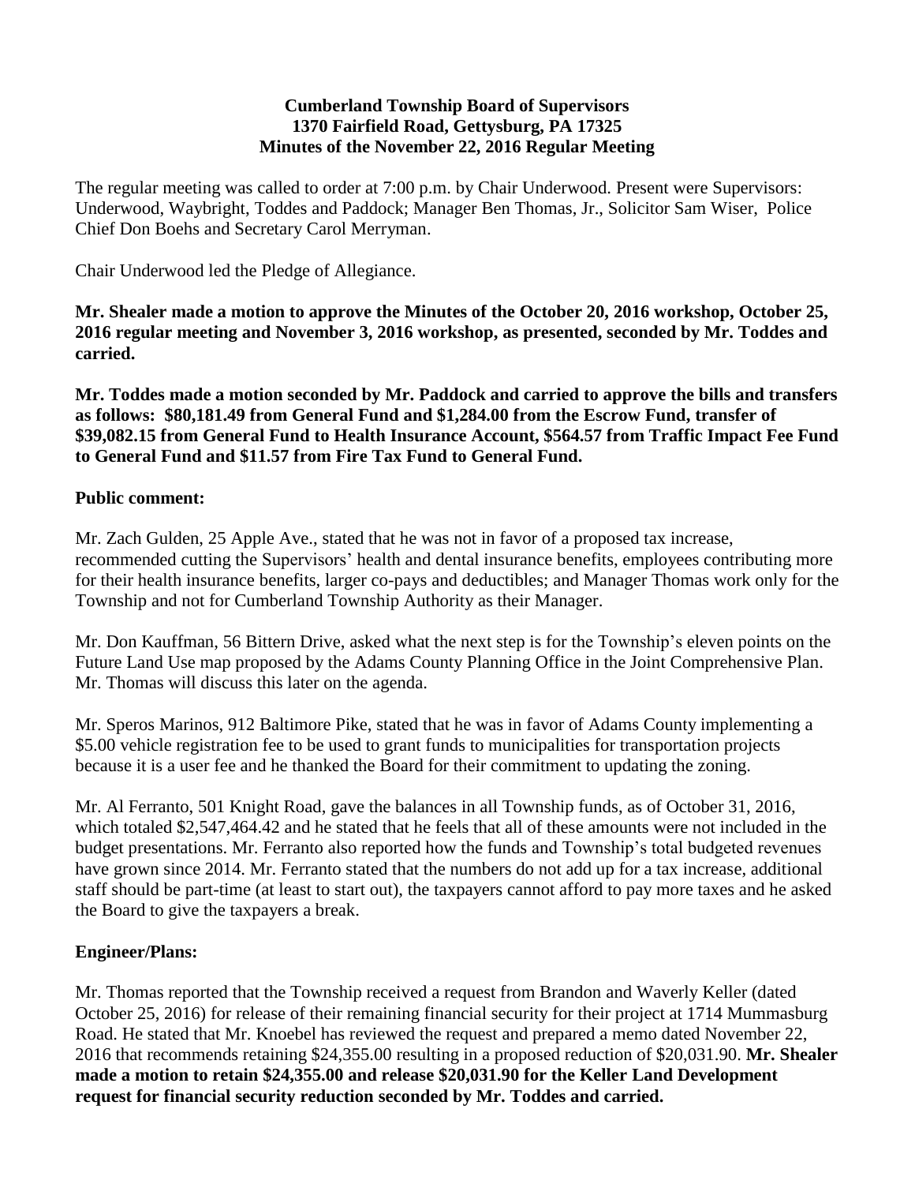**Cumberland Township Board of Supervisors**
**1370 Fairfield Road, Gettysburg, PA 17325**
**Minutes of the November 22, 2016 Regular Meeting**

The regular meeting was called to order at 7:00 p.m. by Chair Underwood. Present were Supervisors: Underwood, Waybright, Toddes and Paddock; Manager Ben Thomas, Jr., Solicitor Sam Wiser, Police Chief Don Boehs and Secretary Carol Merryman.

Chair Underwood led the Pledge of Allegiance.

**Mr. Shealer made a motion to approve the Minutes of the October 20, 2016 workshop, October 25, 2016 regular meeting and November 3, 2016 workshop, as presented, seconded by Mr. Toddes and carried.**

**Mr. Toddes made a motion seconded by Mr. Paddock and carried to approve the bills and transfers as follows: $80,181.49 from General Fund and $1,284.00 from the Escrow Fund, transfer of $39,082.15 from General Fund to Health Insurance Account, $564.57 from Traffic Impact Fee Fund to General Fund and $11.57 from Fire Tax Fund to General Fund.**

**Public comment:**

Mr. Zach Gulden, 25 Apple Ave., stated that he was not in favor of a proposed tax increase, recommended cutting the Supervisors' health and dental insurance benefits, employees contributing more for their health insurance benefits, larger co-pays and deductibles; and Manager Thomas work only for the Township and not for Cumberland Township Authority as their Manager.

Mr. Don Kauffman, 56 Bittern Drive, asked what the next step is for the Township's eleven points on the Future Land Use map proposed by the Adams County Planning Office in the Joint Comprehensive Plan. Mr. Thomas will discuss this later on the agenda.

Mr. Speros Marinos, 912 Baltimore Pike, stated that he was in favor of Adams County implementing a $5.00 vehicle registration fee to be used to grant funds to municipalities for transportation projects because it is a user fee and he thanked the Board for their commitment to updating the zoning.

Mr. Al Ferranto, 501 Knight Road, gave the balances in all Township funds, as of October 31, 2016, which totaled $2,547,464.42 and he stated that he feels that all of these amounts were not included in the budget presentations. Mr. Ferranto also reported how the funds and Township's total budgeted revenues have grown since 2014. Mr. Ferranto stated that the numbers do not add up for a tax increase, additional staff should be part-time (at least to start out), the taxpayers cannot afford to pay more taxes and he asked the Board to give the taxpayers a break.

**Engineer/Plans:**

Mr. Thomas reported that the Township received a request from Brandon and Waverly Keller (dated October 25, 2016) for release of their remaining financial security for their project at 1714 Mummasburg Road. He stated that Mr. Knoebel has reviewed the request and prepared a memo dated November 22, 2016 that recommends retaining $24,355.00 resulting in a proposed reduction of $20,031.90. **Mr. Shealer made a motion to retain $24,355.00 and release $20,031.90 for the Keller Land Development request for financial security reduction seconded by Mr. Toddes and carried.**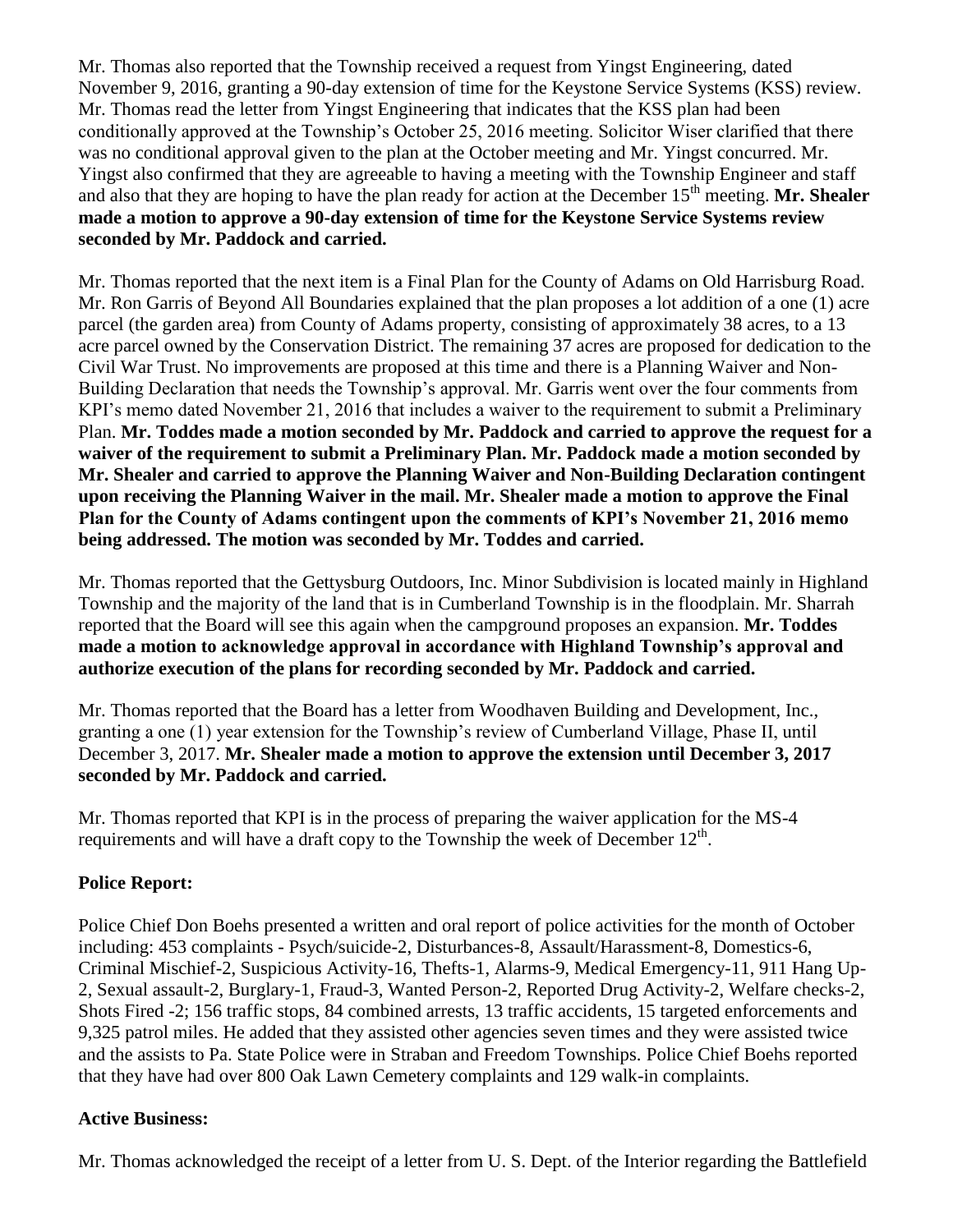Mr. Thomas also reported that the Township received a request from Yingst Engineering, dated November 9, 2016, granting a 90-day extension of time for the Keystone Service Systems (KSS) review. Mr. Thomas read the letter from Yingst Engineering that indicates that the KSS plan had been conditionally approved at the Township's October 25, 2016 meeting. Solicitor Wiser clarified that there was no conditional approval given to the plan at the October meeting and Mr. Yingst concurred. Mr. Yingst also confirmed that they are agreeable to having a meeting with the Township Engineer and staff and also that they are hoping to have the plan ready for action at the December 15th meeting. **Mr. Shealer made a motion to approve a 90-day extension of time for the Keystone Service Systems review seconded by Mr. Paddock and carried.**

Mr. Thomas reported that the next item is a Final Plan for the County of Adams on Old Harrisburg Road. Mr. Ron Garris of Beyond All Boundaries explained that the plan proposes a lot addition of a one (1) acre parcel (the garden area) from County of Adams property, consisting of approximately 38 acres, to a 13 acre parcel owned by the Conservation District. The remaining 37 acres are proposed for dedication to the Civil War Trust. No improvements are proposed at this time and there is a Planning Waiver and Non-Building Declaration that needs the Township's approval. Mr. Garris went over the four comments from KPI's memo dated November 21, 2016 that includes a waiver to the requirement to submit a Preliminary Plan. **Mr. Toddes made a motion seconded by Mr. Paddock and carried to approve the request for a waiver of the requirement to submit a Preliminary Plan. Mr. Paddock made a motion seconded by Mr. Shealer and carried to approve the Planning Waiver and Non-Building Declaration contingent upon receiving the Planning Waiver in the mail. Mr. Shealer made a motion to approve the Final Plan for the County of Adams contingent upon the comments of KPI's November 21, 2016 memo being addressed. The motion was seconded by Mr. Toddes and carried.**

Mr. Thomas reported that the Gettysburg Outdoors, Inc. Minor Subdivision is located mainly in Highland Township and the majority of the land that is in Cumberland Township is in the floodplain. Mr. Sharrah reported that the Board will see this again when the campground proposes an expansion. **Mr. Toddes made a motion to acknowledge approval in accordance with Highland Township's approval and authorize execution of the plans for recording seconded by Mr. Paddock and carried.**

Mr. Thomas reported that the Board has a letter from Woodhaven Building and Development, Inc., granting a one (1) year extension for the Township's review of Cumberland Village, Phase II, until December 3, 2017. **Mr. Shealer made a motion to approve the extension until December 3, 2017 seconded by Mr. Paddock and carried.**

Mr. Thomas reported that KPI is in the process of preparing the waiver application for the MS-4 requirements and will have a draft copy to the Township the week of December 12th.

**Police Report:**

Police Chief Don Boehs presented a written and oral report of police activities for the month of October including: 453 complaints - Psych/suicide-2, Disturbances-8, Assault/Harassment-8, Domestics-6, Criminal Mischief-2, Suspicious Activity-16, Thefts-1, Alarms-9, Medical Emergency-11, 911 Hang Up-2, Sexual assault-2, Burglary-1, Fraud-3, Wanted Person-2, Reported Drug Activity-2, Welfare checks-2, Shots Fired -2; 156 traffic stops, 84 combined arrests, 13 traffic accidents, 15 targeted enforcements and 9,325 patrol miles. He added that they assisted other agencies seven times and they were assisted twice and the assists to Pa. State Police were in Straban and Freedom Townships. Police Chief Boehs reported that they have had over 800 Oak Lawn Cemetery complaints and 129 walk-in complaints.

**Active Business:**

Mr. Thomas acknowledged the receipt of a letter from U. S. Dept. of the Interior regarding the Battlefield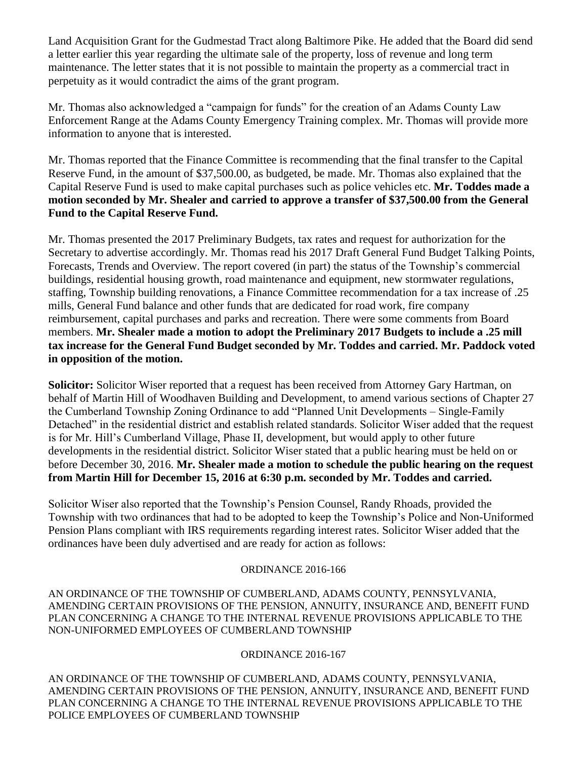Land Acquisition Grant for the Gudmestad Tract along Baltimore Pike. He added that the Board did send a letter earlier this year regarding the ultimate sale of the property, loss of revenue and long term maintenance. The letter states that it is not possible to maintain the property as a commercial tract in perpetuity as it would contradict the aims of the grant program.

Mr. Thomas also acknowledged a "campaign for funds" for the creation of an Adams County Law Enforcement Range at the Adams County Emergency Training complex. Mr. Thomas will provide more information to anyone that is interested.

Mr. Thomas reported that the Finance Committee is recommending that the final transfer to the Capital Reserve Fund, in the amount of $37,500.00, as budgeted, be made. Mr. Thomas also explained that the Capital Reserve Fund is used to make capital purchases such as police vehicles etc. **Mr. Toddes made a motion seconded by Mr. Shealer and carried to approve a transfer of $37,500.00 from the General Fund to the Capital Reserve Fund.**

Mr. Thomas presented the 2017 Preliminary Budgets, tax rates and request for authorization for the Secretary to advertise accordingly. Mr. Thomas read his 2017 Draft General Fund Budget Talking Points, Forecasts, Trends and Overview. The report covered (in part) the status of the Township's commercial buildings, residential housing growth, road maintenance and equipment, new stormwater regulations, staffing, Township building renovations, a Finance Committee recommendation for a tax increase of .25 mills, General Fund balance and other funds that are dedicated for road work, fire company reimbursement, capital purchases and parks and recreation. There were some comments from Board members. **Mr. Shealer made a motion to adopt the Preliminary 2017 Budgets to include a .25 mill tax increase for the General Fund Budget seconded by Mr. Toddes and carried. Mr. Paddock voted in opposition of the motion.**

**Solicitor:** Solicitor Wiser reported that a request has been received from Attorney Gary Hartman, on behalf of Martin Hill of Woodhaven Building and Development, to amend various sections of Chapter 27 the Cumberland Township Zoning Ordinance to add "Planned Unit Developments – Single-Family Detached" in the residential district and establish related standards. Solicitor Wiser added that the request is for Mr. Hill's Cumberland Village, Phase II, development, but would apply to other future developments in the residential district. Solicitor Wiser stated that a public hearing must be held on or before December 30, 2016. **Mr. Shealer made a motion to schedule the public hearing on the request from Martin Hill for December 15, 2016 at 6:30 p.m. seconded by Mr. Toddes and carried.**

Solicitor Wiser also reported that the Township's Pension Counsel, Randy Rhoads, provided the Township with two ordinances that had to be adopted to keep the Township's Police and Non-Uniformed Pension Plans compliant with IRS requirements regarding interest rates. Solicitor Wiser added that the ordinances have been duly advertised and are ready for action as follows:

ORDINANCE 2016-166

AN ORDINANCE OF THE TOWNSHIP OF CUMBERLAND, ADAMS COUNTY, PENNSYLVANIA, AMENDING CERTAIN PROVISIONS OF THE PENSION, ANNUITY, INSURANCE AND, BENEFIT FUND PLAN CONCERNING A CHANGE TO THE INTERNAL REVENUE PROVISIONS APPLICABLE TO THE NON-UNIFORMED EMPLOYEES OF CUMBERLAND TOWNSHIP

ORDINANCE 2016-167

AN ORDINANCE OF THE TOWNSHIP OF CUMBERLAND, ADAMS COUNTY, PENNSYLVANIA, AMENDING CERTAIN PROVISIONS OF THE PENSION, ANNUITY, INSURANCE AND, BENEFIT FUND PLAN CONCERNING A CHANGE TO THE INTERNAL REVENUE PROVISIONS APPLICABLE TO THE POLICE EMPLOYEES OF CUMBERLAND TOWNSHIP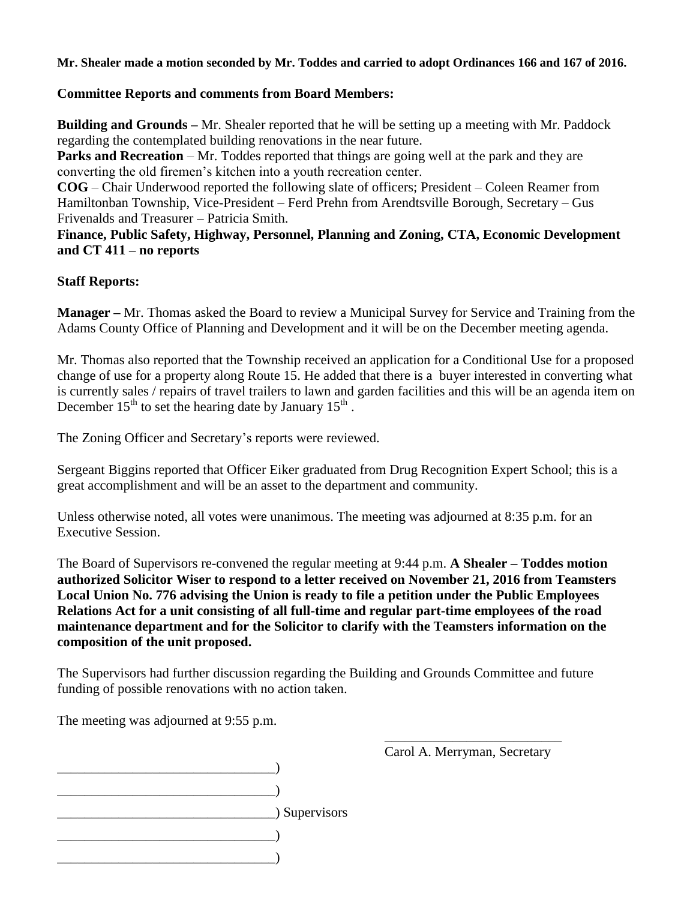**Mr. Shealer made a motion seconded by Mr. Toddes and carried to adopt Ordinances 166 and 167 of 2016.**

**Committee Reports and comments from Board Members:**

**Building and Grounds –** Mr. Shealer reported that he will be setting up a meeting with Mr. Paddock regarding the contemplated building renovations in the near future.
**Parks and Recreation** – Mr. Toddes reported that things are going well at the park and they are converting the old firemen's kitchen into a youth recreation center.
**COG** – Chair Underwood reported the following slate of officers; President – Coleen Reamer from Hamiltonban Township, Vice-President – Ferd Prehn from Arendtsville Borough, Secretary – Gus Frivenalds and Treasurer – Patricia Smith.
**Finance, Public Safety, Highway, Personnel, Planning and Zoning, CTA, Economic Development and CT 411 – no reports**

**Staff Reports:**

**Manager –** Mr. Thomas asked the Board to review a Municipal Survey for Service and Training from the Adams County Office of Planning and Development and it will be on the December meeting agenda.

Mr. Thomas also reported that the Township received an application for a Conditional Use for a proposed change of use for a property along Route 15. He added that there is a buyer interested in converting what is currently sales / repairs of travel trailers to lawn and garden facilities and this will be an agenda item on December 15th to set the hearing date by January 15th .

The Zoning Officer and Secretary's reports were reviewed.

Sergeant Biggins reported that Officer Eiker graduated from Drug Recognition Expert School; this is a great accomplishment and will be an asset to the department and community.

Unless otherwise noted, all votes were unanimous. The meeting was adjourned at 8:35 p.m. for an Executive Session.

The Board of Supervisors re-convened the regular meeting at 9:44 p.m. **A Shealer – Toddes motion authorized Solicitor Wiser to respond to a letter received on November 21, 2016 from Teamsters Local Union No. 776 advising the Union is ready to file a petition under the Public Employees Relations Act for a unit consisting of all full-time and regular part-time employees of the road maintenance department and for the Solicitor to clarify with the Teamsters information on the composition of the unit proposed.**

The Supervisors had further discussion regarding the Building and Grounds Committee and future funding of possible renovations with no action taken.

The meeting was adjourned at 9:55 p.m.

\_\_\_\_\_\_\_\_\_\_\_\_\_\_\_\_\_\_\_\_\_\_\_\_\_\_
Carol A. Merryman, Secretary

\_\_\_\_\_\_\_\_\_\_\_\_\_\_\_\_\_\_\_\_\_\_\_\_\_\_\_\_\_\_\_\_)
\_\_\_\_\_\_\_\_\_\_\_\_\_\_\_\_\_\_\_\_\_\_\_\_\_\_\_\_\_\_\_\_)
\_\_\_\_\_\_\_\_\_\_\_\_\_\_\_\_\_\_\_\_\_\_\_\_\_\_\_\_\_\_\_\_) Supervisors
\_\_\_\_\_\_\_\_\_\_\_\_\_\_\_\_\_\_\_\_\_\_\_\_\_\_\_\_\_\_\_\_)
\_\_\_\_\_\_\_\_\_\_\_\_\_\_\_\_\_\_\_\_\_\_\_\_\_\_\_\_\_\_\_\_)